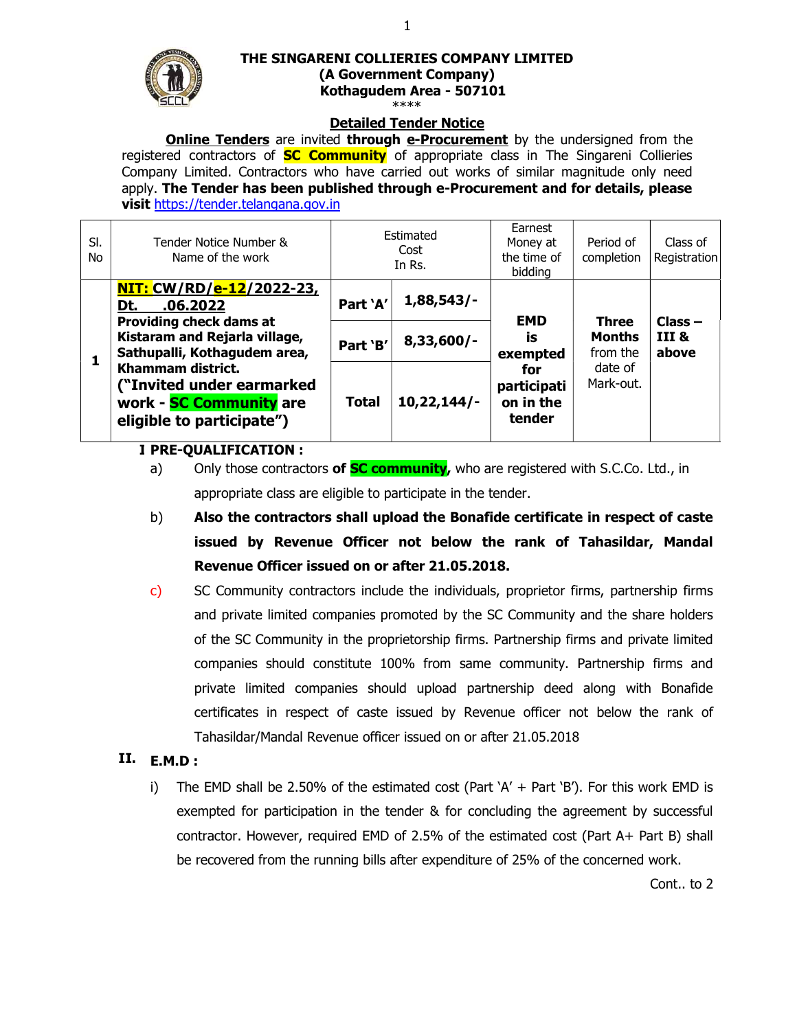**THE SINGARENI COLLIERIES COMPANY LIMITED**
**(A Government Company)**
**Kothagudem Area - 507101**
****

## Detailed Tender Notice

**Online Tenders** are invited **through e-Procurement** by the undersigned from the registered contractors of **SC Community** of appropriate class in The Singareni Collieries Company Limited. Contractors who have carried out works of similar magnitude only need apply. **The Tender has been published through e-Procurement and for details, please visit** https://tender.telangana.gov.in

| Sl. No | Tender Notice Number & Name of the work | Estimated Cost In Rs. | | Earnest Money at the time of bidding | Period of completion | Class of Registration |
|---|---|---|---|---|---|---|
| 1 | **NIT: CW/RD/e-12/2022-23, Dt. .06.2022** **Providing check dams at Kistaram and Rejarla village, Sathupalli, Kothagudem area, Khammam district.** **("Invited under earmarked work - SC Community are eligible to participate")** | **Part 'A'** | **1,88,543/-** | **EMD is exempted for participation in the tender** | **Three Months** from the date of Mark-out. | **Class – III & above** |
| | | **Part 'B'** | **8,33,600/-** | | | |
| | | **Total** | **10,22,144/-** | | | |

**I PRE-QUALIFICATION :**

a) Only those contractors **of SC community,** who are registered with S.C.Co. Ltd., in appropriate class are eligible to participate in the tender.

b) **Also the contractors shall upload the Bonafide certificate in respect of caste issued by Revenue Officer not below the rank of Tahasildar, Mandal Revenue Officer issued on or after 21.05.2018.**

c) SC Community contractors include the individuals, proprietor firms, partnership firms and private limited companies promoted by the SC Community and the share holders of the SC Community in the proprietorship firms. Partnership firms and private limited companies should constitute 100% from same community. Partnership firms and private limited companies should upload partnership deed along with Bonafide certificates in respect of caste issued by Revenue officer not below the rank of Tahasildar/Mandal Revenue officer issued on or after 21.05.2018

**II. E.M.D :**

i) The EMD shall be 2.50% of the estimated cost (Part 'A' + Part 'B'). For this work EMD is exempted for participation in the tender & for concluding the agreement by successful contractor. However, required EMD of 2.5% of the estimated cost (Part A+ Part B) shall be recovered from the running bills after expenditure of 25% of the concerned work.

Cont.. to 2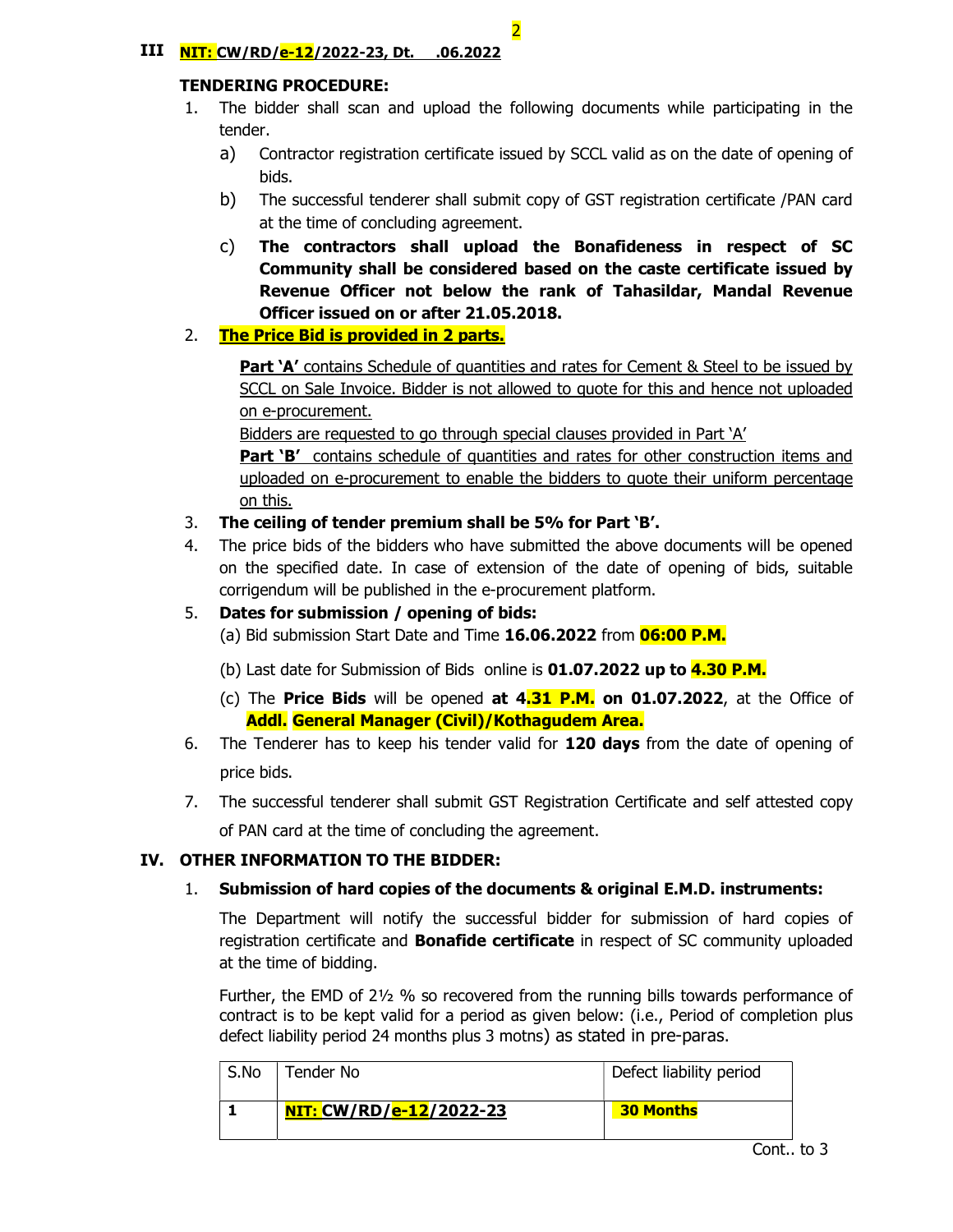**III NIT: CW/RD/e-12/2022-23, Dt. .06.2022**

**TENDERING PROCEDURE:**

1. The bidder shall scan and upload the following documents while participating in the tender.
   a) Contractor registration certificate issued by SCCL valid as on the date of opening of bids.
   b) The successful tenderer shall submit copy of GST registration certificate /PAN card at the time of concluding agreement.
   c) **The contractors shall upload the Bonafideness in respect of SC Community shall be considered based on the caste certificate issued by Revenue Officer not below the rank of Tahasildar, Mandal Revenue Officer issued on or after 21.05.2018.**
2. **The Price Bid is provided in 2 parts.**

   **Part 'A'** contains Schedule of quantities and rates for Cement & Steel to be issued by SCCL on Sale Invoice. Bidder is not allowed to quote for this and hence not uploaded on e-procurement.
   Bidders are requested to go through special clauses provided in Part 'A'
   **Part 'B'** contains schedule of quantities and rates for other construction items and uploaded on e-procurement to enable the bidders to quote their uniform percentage on this.
3. **The ceiling of tender premium shall be 5% for Part 'B'.**
4. The price bids of the bidders who have submitted the above documents will be opened on the specified date. In case of extension of the date of opening of bids, suitable corrigendum will be published in the e-procurement platform.
5. **Dates for submission / opening of bids:**
   (a) Bid submission Start Date and Time **16.06.2022** from **06:00 P.M.**

   (b) Last date for Submission of Bids online is **01.07.2022 up to 4.30 P.M.**

   (c) The **Price Bids** will be opened **at 4.31 P.M. on 01.07.2022**, at the Office of **Addl. General Manager (Civil)/Kothagudem Area.**
6. The Tenderer has to keep his tender valid for **120 days** from the date of opening of price bids.
7. The successful tenderer shall submit GST Registration Certificate and self attested copy of PAN card at the time of concluding the agreement.

**IV. OTHER INFORMATION TO THE BIDDER:**

1. **Submission of hard copies of the documents & original E.M.D. instruments:**

   The Department will notify the successful bidder for submission of hard copies of registration certificate and **Bonafide certificate** in respect of SC community uploaded at the time of bidding.

   Further, the EMD of 2½ % so recovered from the running bills towards performance of contract is to be kept valid for a period as given below: (i.e., Period of completion plus defect liability period 24 months plus 3 motns) as stated in pre-paras.

| S.No | Tender No | Defect liability period |
|---|---|---|
| **1** | **NIT: CW/RD/e-12/2022-23** | **30 Months** |

Cont.. to 3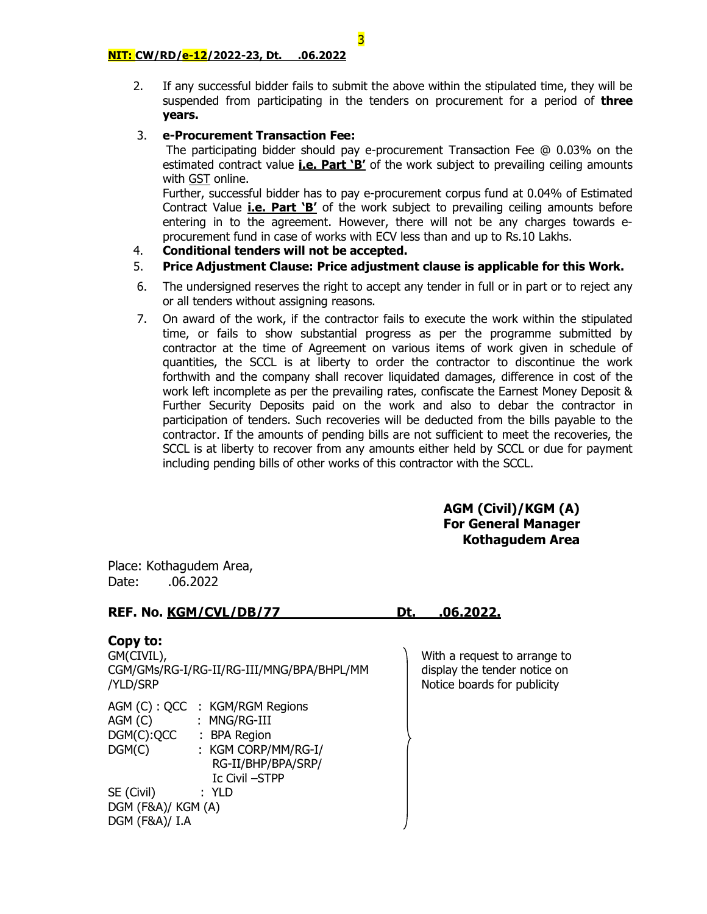**NIT: CW/RD/e-12/2022-23, Dt. .06.2022**

2. If any successful bidder fails to submit the above within the stipulated time, they will be suspended from participating in the tenders on procurement for a period of **three years.**

3. **e-Procurement Transaction Fee:**
   The participating bidder should pay e-procurement Transaction Fee @ 0.03% on the estimated contract value **i.e. Part 'B'** of the work subject to prevailing ceiling amounts with GST online.
   Further, successful bidder has to pay e-procurement corpus fund at 0.04% of Estimated Contract Value **i.e. Part 'B'** of the work subject to prevailing ceiling amounts before entering in to the agreement. However, there will not be any charges towards e-procurement fund in case of works with ECV less than and up to Rs.10 Lakhs.

4. **Conditional tenders will not be accepted.**

5. **Price Adjustment Clause: Price adjustment clause is applicable for this Work.**

6. The undersigned reserves the right to accept any tender in full or in part or to reject any or all tenders without assigning reasons.

7. On award of the work, if the contractor fails to execute the work within the stipulated time, or fails to show substantial progress as per the programme submitted by contractor at the time of Agreement on various items of work given in schedule of quantities, the SCCL is at liberty to order the contractor to discontinue the work forthwith and the company shall recover liquidated damages, difference in cost of the work left incomplete as per the prevailing rates, confiscate the Earnest Money Deposit & Further Security Deposits paid on the work and also to debar the contractor in participation of tenders. Such recoveries will be deducted from the bills payable to the contractor. If the amounts of pending bills are not sufficient to meet the recoveries, the SCCL is at liberty to recover from any amounts either held by SCCL or due for payment including pending bills of other works of this contractor with the SCCL.

**AGM (Civil)/KGM (A)**
**For General Manager**
**Kothagudem Area**

Place: Kothagudem Area,
Date: .06.2022

**REF. No. KGM/CVL/DB/77 Dt. .06.2022.**

**Copy to:**

GM(CIVIL),
CGM/GMs/RG-I/RG-II/RG-III/MNG/BPA/BHPL/MM/YLD/SRP

AGM (C) : QCC : KGM/RGM Regions
AGM (C) : MNG/RG-III
DGM(C):QCC : BPA Region
DGM(C) : KGM CORP/MM/RG-I/RG-II/BHP/BPA/SRP/Ic Civil –STPP
SE (Civil) : YLD
DGM (F&A)/ KGM (A)
DGM (F&A)/ I.A

With a request to arrange to display the tender notice on Notice boards for publicity